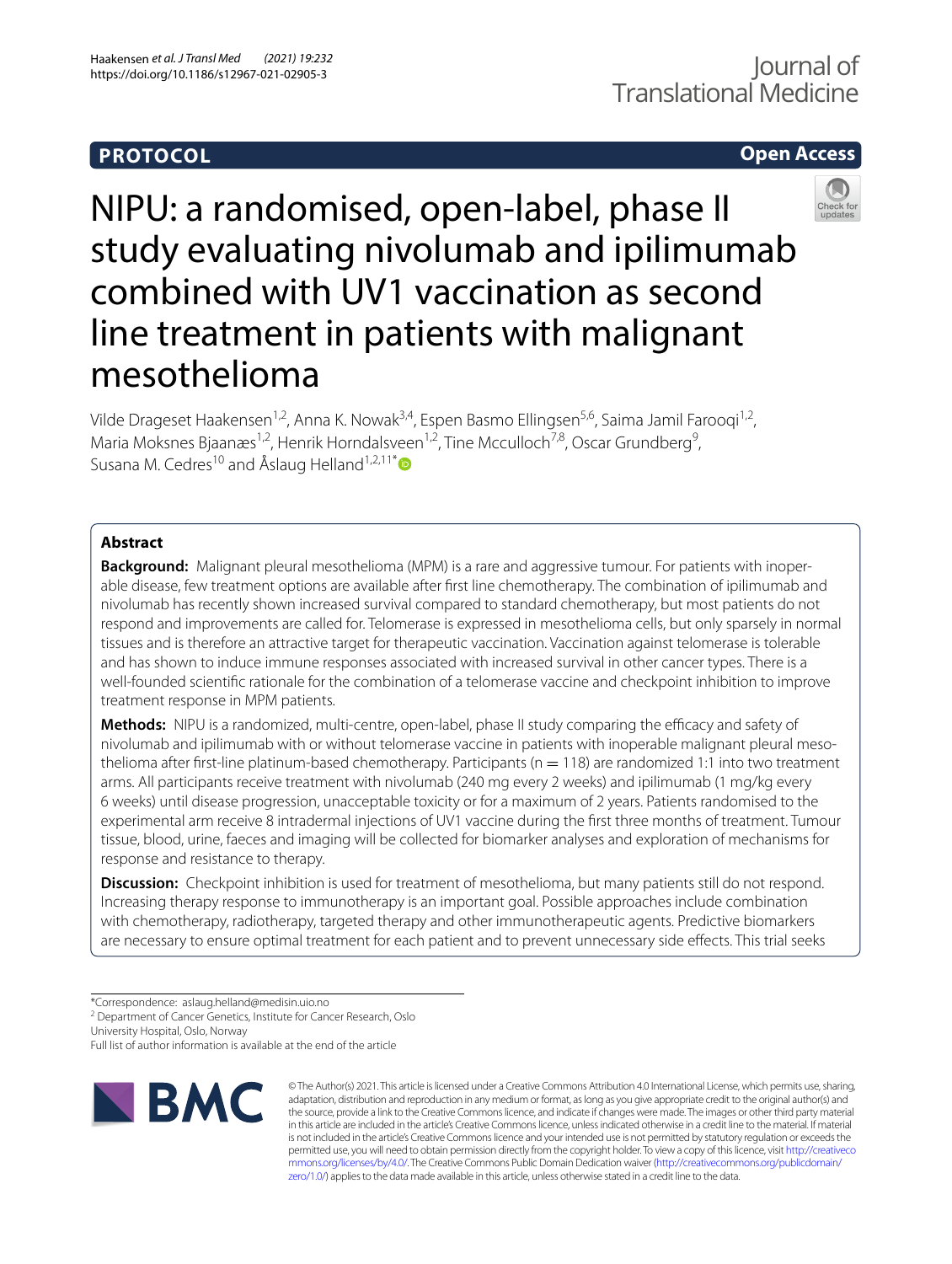PROTOCOL

Open Access

# NIPU: a randomised, open-label, phase II study evaluating nivolumab and ipilimumab combined with UV1 vaccination as second line treatment in patients with malignant mesothelioma

Vilde Drageset Haakensen[1,2], Anna K. Nowak[3,4], Espen Basmo Ellingsen[5,6], Saima Jamil Farooqi[1,2], Maria Moksnes Bjaanæs[1,2], Henrik Horndalsveen[1,2], Tine Mcculloch[7,8], Oscar Grundberg[9], Susana M. Cedres[10] and Åslaug Helland[1,2,11*]

## Abstract

**Background:** Malignant pleural mesothelioma (MPM) is a rare and aggressive tumour. For patients with inoperable disease, few treatment options are available after first line chemotherapy. The combination of ipilimumab and nivolumab has recently shown increased survival compared to standard chemotherapy, but most patients do not respond and improvements are called for. Telomerase is expressed in mesothelioma cells, but only sparsely in normal tissues and is therefore an attractive target for therapeutic vaccination. Vaccination against telomerase is tolerable and has shown to induce immune responses associated with increased survival in other cancer types. There is a well-founded scientific rationale for the combination of a telomerase vaccine and checkpoint inhibition to improve treatment response in MPM patients.

**Methods:** NIPU is a randomized, multi-centre, open-label, phase II study comparing the efficacy and safety of nivolumab and ipilimumab with or without telomerase vaccine in patients with inoperable malignant pleural mesothelioma after first-line platinum-based chemotherapy. Participants ($n = 118$) are randomized 1:1 into two treatment arms. All participants receive treatment with nivolumab (240 mg every 2 weeks) and ipilimumab (1 mg/kg every 6 weeks) until disease progression, unacceptable toxicity or for a maximum of 2 years. Patients randomised to the experimental arm receive 8 intradermal injections of UV1 vaccine during the first three months of treatment. Tumour tissue, blood, urine, faeces and imaging will be collected for biomarker analyses and exploration of mechanisms for response and resistance to therapy.

**Discussion:** Checkpoint inhibition is used for treatment of mesothelioma, but many patients still do not respond. Increasing therapy response to immunotherapy is an important goal. Possible approaches include combination with chemotherapy, radiotherapy, targeted therapy and other immunotherapeutic agents. Predictive biomarkers are necessary to ensure optimal treatment for each patient and to prevent unnecessary side effects. This trial seeks

*Correspondence: aslaug.helland@medisin.uio.no
[2] Department of Cancer Genetics, Institute for Cancer Research, Oslo University Hospital, Oslo, Norway
Full list of author information is available at the end of the article

© The Author(s) 2021. This article is licensed under a Creative Commons Attribution 4.0 International License, which permits use, sharing, adaptation, distribution and reproduction in any medium or format, as long as you give appropriate credit to the original author(s) and the source, provide a link to the Creative Commons licence, and indicate if changes were made. The images or other third party material in this article are included in the article's Creative Commons licence, unless indicated otherwise in a credit line to the material. If material is not included in the article's Creative Commons licence and your intended use is not permitted by statutory regulation or exceeds the permitted use, you will need to obtain permission directly from the copyright holder. To view a copy of this licence, visit http://creativecommons.org/licenses/by/4.0/. The Creative Commons Public Domain Dedication waiver (http://creativecommons.org/publicdomain/zero/1.0/) applies to the data made available in this article, unless otherwise stated in a credit line to the data.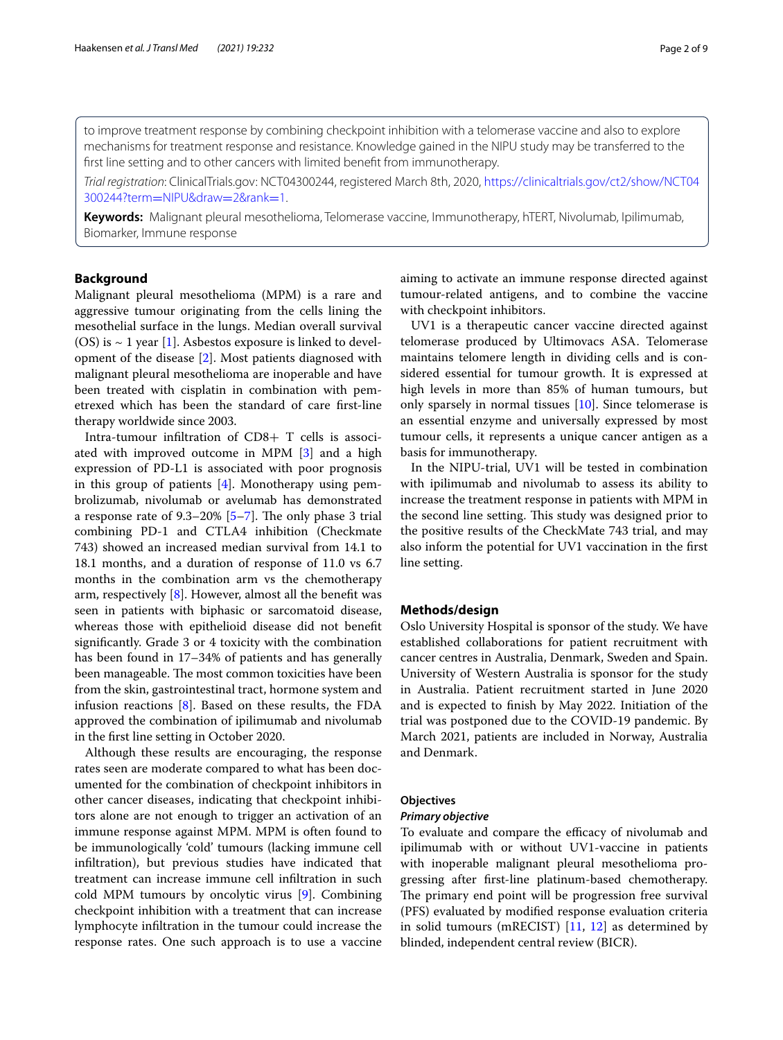to improve treatment response by combining checkpoint inhibition with a telomerase vaccine and also to explore mechanisms for treatment response and resistance. Knowledge gained in the NIPU study may be transferred to the first line setting and to other cancers with limited benefit from immunotherapy.

*Trial registration*: ClinicalTrials.gov: NCT04300244, registered March 8th, 2020, https://clinicaltrials.gov/ct2/show/NCT04300244?term=NIPU&draw=2&rank=1.

**Keywords:** Malignant pleural mesothelioma, Telomerase vaccine, Immunotherapy, hTERT, Nivolumab, Ipilimumab, Biomarker, Immune response

## Background

Malignant pleural mesothelioma (MPM) is a rare and aggressive tumour originating from the cells lining the mesothelial surface in the lungs. Median overall survival (OS) is ~ 1 year [1]. Asbestos exposure is linked to development of the disease [2]. Most patients diagnosed with malignant pleural mesothelioma are inoperable and have been treated with cisplatin in combination with pemetrexed which has been the standard of care first-line therapy worldwide since 2003.

Intra-tumour infiltration of CD8+ T cells is associated with improved outcome in MPM [3] and a high expression of PD-L1 is associated with poor prognosis in this group of patients [4]. Monotherapy using pembrolizumab, nivolumab or avelumab has demonstrated a response rate of 9.3–20% [5–7]. The only phase 3 trial combining PD-1 and CTLA4 inhibition (Checkmate 743) showed an increased median survival from 14.1 to 18.1 months, and a duration of response of 11.0 vs 6.7 months in the combination arm vs the chemotherapy arm, respectively [8]. However, almost all the benefit was seen in patients with biphasic or sarcomatoid disease, whereas those with epithelioid disease did not benefit significantly. Grade 3 or 4 toxicity with the combination has been found in 17–34% of patients and has generally been manageable. The most common toxicities have been from the skin, gastrointestinal tract, hormone system and infusion reactions [8]. Based on these results, the FDA approved the combination of ipilimumab and nivolumab in the first line setting in October 2020.

Although these results are encouraging, the response rates seen are moderate compared to what has been documented for the combination of checkpoint inhibitors in other cancer diseases, indicating that checkpoint inhibitors alone are not enough to trigger an activation of an immune response against MPM. MPM is often found to be immunologically 'cold' tumours (lacking immune cell infiltration), but previous studies have indicated that treatment can increase immune cell infiltration in such cold MPM tumours by oncolytic virus [9]. Combining checkpoint inhibition with a treatment that can increase lymphocyte infiltration in the tumour could increase the response rates. One such approach is to use a vaccine aiming to activate an immune response directed against tumour-related antigens, and to combine the vaccine with checkpoint inhibitors.

UV1 is a therapeutic cancer vaccine directed against telomerase produced by Ultimovacs ASA. Telomerase maintains telomere length in dividing cells and is considered essential for tumour growth. It is expressed at high levels in more than 85% of human tumours, but only sparsely in normal tissues [10]. Since telomerase is an essential enzyme and universally expressed by most tumour cells, it represents a unique cancer antigen as a basis for immunotherapy.

In the NIPU-trial, UV1 will be tested in combination with ipilimumab and nivolumab to assess its ability to increase the treatment response in patients with MPM in the second line setting. This study was designed prior to the positive results of the CheckMate 743 trial, and may also inform the potential for UV1 vaccination in the first line setting.

## Methods/design

Oslo University Hospital is sponsor of the study. We have established collaborations for patient recruitment with cancer centres in Australia, Denmark, Sweden and Spain. University of Western Australia is sponsor for the study in Australia. Patient recruitment started in June 2020 and is expected to finish by May 2022. Initiation of the trial was postponed due to the COVID-19 pandemic. By March 2021, patients are included in Norway, Australia and Denmark.

### Objectives

#### *Primary objective*

To evaluate and compare the efficacy of nivolumab and ipilimumab with or without UV1-vaccine in patients with inoperable malignant pleural mesothelioma progressing after first-line platinum-based chemotherapy. The primary end point will be progression free survival (PFS) evaluated by modified response evaluation criteria in solid tumours (mRECIST) [11, 12] as determined by blinded, independent central review (BICR).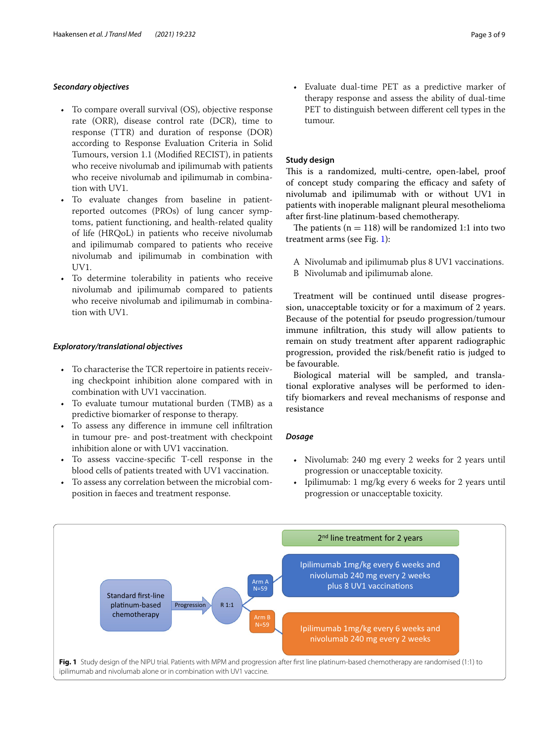#### *Secondary objectives*

- To compare overall survival (OS), objective response rate (ORR), disease control rate (DCR), time to response (TTR) and duration of response (DOR) according to Response Evaluation Criteria in Solid Tumours, version 1.1 (Modified RECIST), in patients who receive nivolumab and ipilimumab with patients who receive nivolumab and ipilimumab in combination with UV1.
- To evaluate changes from baseline in patient-reported outcomes (PROs) of lung cancer symptoms, patient functioning, and health-related quality of life (HRQoL) in patients who receive nivolumab and ipilimumab compared to patients who receive nivolumab and ipilimumab in combination with UV1.
- To determine tolerability in patients who receive nivolumab and ipilimumab compared to patients who receive nivolumab and ipilimumab in combination with UV1.

#### *Exploratory/translational objectives*

- To characterise the TCR repertoire in patients receiving checkpoint inhibition alone compared with in combination with UV1 vaccination.
- To evaluate tumour mutational burden (TMB) as a predictive biomarker of response to therapy.
- To assess any difference in immune cell infiltration in tumour pre- and post-treatment with checkpoint inhibition alone or with UV1 vaccination.
- To assess vaccine-specific T-cell response in the blood cells of patients treated with UV1 vaccination.
- To assess any correlation between the microbial composition in faeces and treatment response.
- Evaluate dual-time PET as a predictive marker of therapy response and assess the ability of dual-time PET to distinguish between different cell types in the tumour.

### Study design

This is a randomized, multi-centre, open-label, proof of concept study comparing the efficacy and safety of nivolumab and ipilimumab with or without UV1 in patients with inoperable malignant pleural mesothelioma after first-line platinum-based chemotherapy.

The patients (n = 118) will be randomized 1:1 into two treatment arms (see Fig. 1):

A Nivolumab and ipilimumab plus 8 UV1 vaccinations.
B Nivolumab and ipilimumab alone.

Treatment will be continued until disease progression, unacceptable toxicity or for a maximum of 2 years. Because of the potential for pseudo progression/tumour immune infiltration, this study will allow patients to remain on study treatment after apparent radiographic progression, provided the risk/benefit ratio is judged to be favourable.

Biological material will be sampled, and translational explorative analyses will be performed to identify biomarkers and reveal mechanisms of response and resistance

#### *Dosage*

- Nivolumab: 240 mg every 2 weeks for 2 years until progression or unacceptable toxicity.
- Ipilimumab: 1 mg/kg every 6 weeks for 2 years until progression or unacceptable toxicity.

Standard first-line platinum-based chemotherapy → Progression → R 1:1 → Arm A N=59: Ipilimumab 1mg/kg every 6 weeks and nivolumab 240 mg every 2 weeks plus 8 UV1 vaccinations; Arm B N=59: Ipilimumab 1mg/kg every 6 weeks and nivolumab 240 mg every 2 weeks. 2nd line treatment for 2 years

**Fig. 1** Study design of the NIPU trial. Patients with MPM and progression after first line platinum-based chemotherapy are randomised (1:1) to ipilimumab and nivolumab alone or in combination with UV1 vaccine.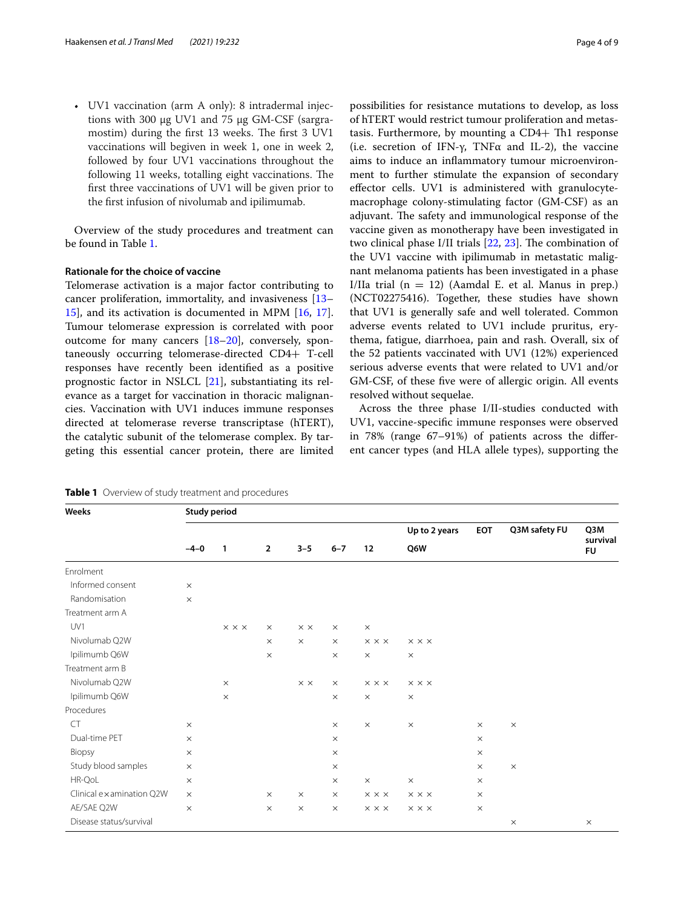- UV1 vaccination (arm A only): 8 intradermal injections with 300 µg UV1 and 75 µg GM-CSF (sargramostim) during the first 13 weeks. The first 3 UV1 vaccinations will begiven in week 1, one in week 2, followed by four UV1 vaccinations throughout the following 11 weeks, totalling eight vaccinations. The first three vaccinations of UV1 will be given prior to the first infusion of nivolumab and ipilimumab.

Overview of the study procedures and treatment can be found in Table 1.

### Rationale for the choice of vaccine

Telomerase activation is a major factor contributing to cancer proliferation, immortality, and invasiveness [13–15], and its activation is documented in MPM [16, 17]. Tumour telomerase expression is correlated with poor outcome for many cancers [18–20], conversely, spontaneously occurring telomerase-directed CD4+ T-cell responses have recently been identified as a positive prognostic factor in NSLCL [21], substantiating its relevance as a target for vaccination in thoracic malignancies. Vaccination with UV1 induces immune responses directed at telomerase reverse transcriptase (hTERT), the catalytic subunit of the telomerase complex. By targeting this essential cancer protein, there are limited possibilities for resistance mutations to develop, as loss of hTERT would restrict tumour proliferation and metastasis. Furthermore, by mounting a CD4+ Th1 response (i.e. secretion of IFN-γ, TNFα and IL-2), the vaccine aims to induce an inflammatory tumour microenvironment to further stimulate the expansion of secondary effector cells. UV1 is administered with granulocyte-macrophage colony-stimulating factor (GM-CSF) as an adjuvant. The safety and immunological response of the vaccine given as monotherapy have been investigated in two clinical phase I/II trials [22, 23]. The combination of the UV1 vaccine with ipilimumab in metastatic malignant melanoma patients has been investigated in a phase I/IIa trial ($n = 12$) (Aamdal E. et al. Manus in prep.) (NCT02275416). Together, these studies have shown that UV1 is generally safe and well tolerated. Common adverse events related to UV1 include pruritus, erythema, fatigue, diarrhoea, pain and rash. Overall, six of the 52 patients vaccinated with UV1 (12%) experienced serious adverse events that were related to UV1 and/or GM-CSF, of these five were of allergic origin. All events resolved without sequelae.

Across the three phase I/II-studies conducted with UV1, vaccine-specific immune responses were observed in 78% (range 67–91%) of patients across the different cancer types (and HLA allele types), supporting the

**Table 1** Overview of study treatment and procedures

| Weeks | Study period | | | | | | | | | |
|---|---|---|---|---|---|---|---|---|---|---|
| | −4–0 | 1 | 2 | 3–5 | 6–7 | 12 | Up to 2 years Q6W | EOT | Q3M safety FU | Q3M survival FU |
| Enrolment | | | | | | | | | | |
| Informed consent | × | | | | | | | | | |
| Randomisation | × | | | | | | | | | |
| Treatment arm A | | | | | | | | | | |
| UV1 | | × × × | × | × × | × | × | | | | |
| Nivolumab Q2W | | | × | × | × | × × × | × × × | | | |
| Ipilimumb Q6W | | | × | | × | × | × | | | |
| Treatment arm B | | | | | | | | | | |
| Nivolumab Q2W | | × | | × × | × | × × × | × × × | | | |
| Ipilimumb Q6W | | × | | | × | × | × | | | |
| Procedures | | | | | | | | | | |
| CT | × | | | | × | × | × | × | × | |
| Dual-time PET | × | | | | × | | | × | | |
| Biopsy | × | | | | × | | | × | | |
| Study blood samples | × | | | | × | | | × | × | |
| HR-QoL | × | | | | × | × | × | × | | |
| Clinical examination Q2W | × | | × | × | × | × × × | × × × | × | | |
| AE/SAE Q2W | × | | × | × | × | × × × | × × × | × | | |
| Disease status/survival | | | | | | | | | × | × |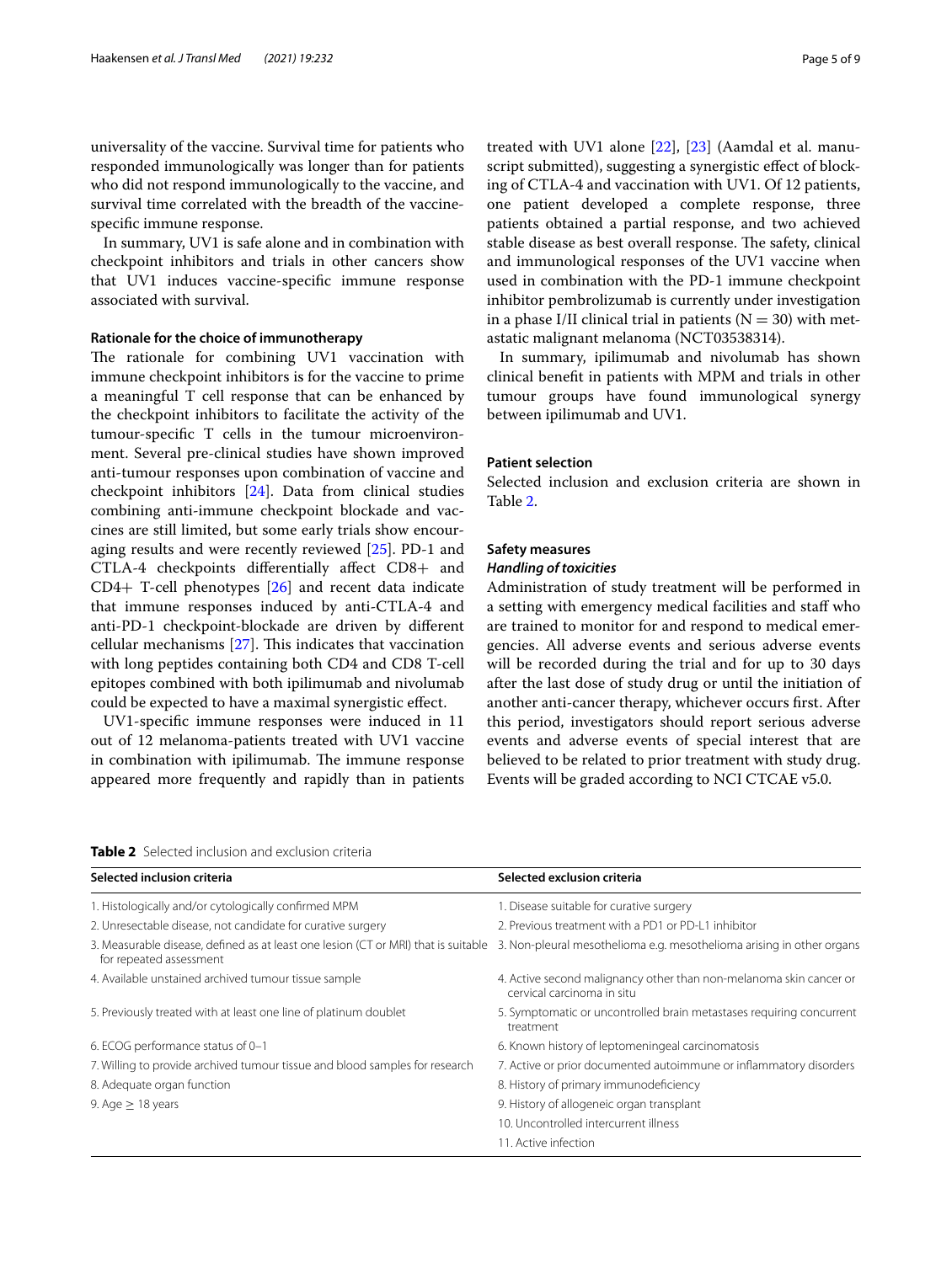universality of the vaccine. Survival time for patients who responded immunologically was longer than for patients who did not respond immunologically to the vaccine, and survival time correlated with the breadth of the vaccine-specific immune response.

In summary, UV1 is safe alone and in combination with checkpoint inhibitors and trials in other cancers show that UV1 induces vaccine-specific immune response associated with survival.

### Rationale for the choice of immunotherapy

The rationale for combining UV1 vaccination with immune checkpoint inhibitors is for the vaccine to prime a meaningful T cell response that can be enhanced by the checkpoint inhibitors to facilitate the activity of the tumour-specific T cells in the tumour microenvironment. Several pre-clinical studies have shown improved anti-tumour responses upon combination of vaccine and checkpoint inhibitors [24]. Data from clinical studies combining anti-immune checkpoint blockade and vaccines are still limited, but some early trials show encouraging results and were recently reviewed [25]. PD-1 and CTLA-4 checkpoints differentially affect CD8+ and CD4+ T-cell phenotypes [26] and recent data indicate that immune responses induced by anti-CTLA-4 and anti-PD-1 checkpoint-blockade are driven by different cellular mechanisms [27]. This indicates that vaccination with long peptides containing both CD4 and CD8 T-cell epitopes combined with both ipilimumab and nivolumab could be expected to have a maximal synergistic effect.

UV1-specific immune responses were induced in 11 out of 12 melanoma-patients treated with UV1 vaccine in combination with ipilimumab. The immune response appeared more frequently and rapidly than in patients treated with UV1 alone [22], [23] (Aamdal et al. manuscript submitted), suggesting a synergistic effect of blocking of CTLA-4 and vaccination with UV1. Of 12 patients, one patient developed a complete response, three patients obtained a partial response, and two achieved stable disease as best overall response. The safety, clinical and immunological responses of the UV1 vaccine when used in combination with the PD-1 immune checkpoint inhibitor pembrolizumab is currently under investigation in a phase I/II clinical trial in patients (N = 30) with metastatic malignant melanoma (NCT03538314).

In summary, ipilimumab and nivolumab has shown clinical benefit in patients with MPM and trials in other tumour groups have found immunological synergy between ipilimumab and UV1.

### Patient selection

Selected inclusion and exclusion criteria are shown in Table 2.

### Safety measures

#### *Handling of toxicities*

Administration of study treatment will be performed in a setting with emergency medical facilities and staff who are trained to monitor for and respond to medical emergencies. All adverse events and serious adverse events will be recorded during the trial and for up to 30 days after the last dose of study drug or until the initiation of another anti-cancer therapy, whichever occurs first. After this period, investigators should report serious adverse events and adverse events of special interest that are believed to be related to prior treatment with study drug. Events will be graded according to NCI CTCAE v5.0.

**Table 2** Selected inclusion and exclusion criteria

| Selected inclusion criteria | Selected exclusion criteria |
|---|---|
| 1. Histologically and/or cytologically confirmed MPM | 1. Disease suitable for curative surgery |
| 2. Unresectable disease, not candidate for curative surgery | 2. Previous treatment with a PD1 or PD-L1 inhibitor |
| 3. Measurable disease, defined as at least one lesion (CT or MRI) that is suitable for repeated assessment | 3. Non-pleural mesothelioma e.g. mesothelioma arising in other organs |
| 4. Available unstained archived tumour tissue sample | 4. Active second malignancy other than non-melanoma skin cancer or cervical carcinoma in situ |
| 5. Previously treated with at least one line of platinum doublet | 5. Symptomatic or uncontrolled brain metastases requiring concurrent treatment |
| 6. ECOG performance status of 0–1 | 6. Known history of leptomeningeal carcinomatosis |
| 7. Willing to provide archived tumour tissue and blood samples for research | 7. Active or prior documented autoimmune or inflammatory disorders |
| 8. Adequate organ function | 8. History of primary immunodeficiency |
| 9. Age ≥ 18 years | 9. History of allogeneic organ transplant |
| | 10. Uncontrolled intercurrent illness |
| | 11. Active infection |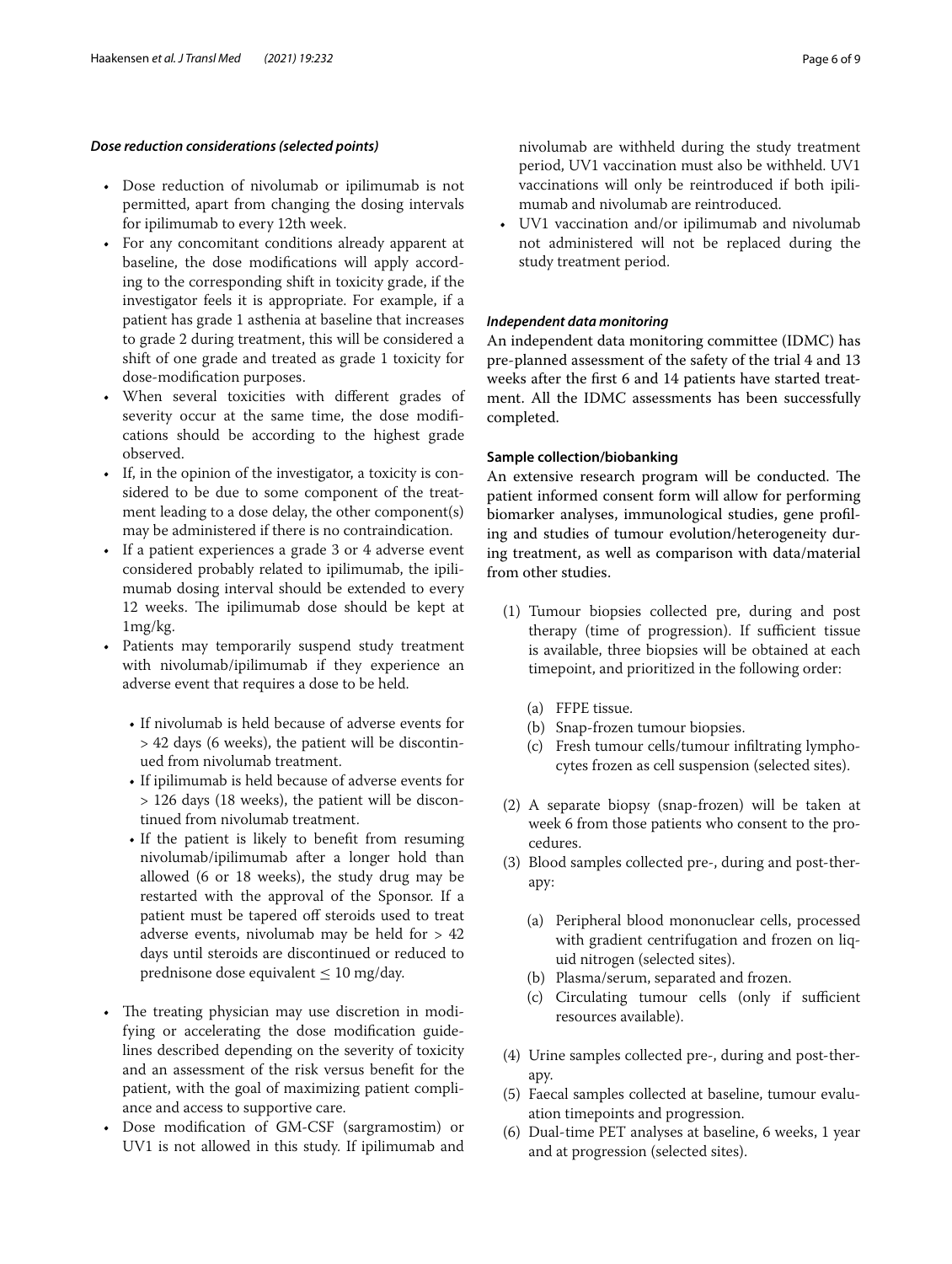#### *Dose reduction considerations (selected points)*

- Dose reduction of nivolumab or ipilimumab is not permitted, apart from changing the dosing intervals for ipilimumab to every 12th week.
- For any concomitant conditions already apparent at baseline, the dose modifications will apply according to the corresponding shift in toxicity grade, if the investigator feels it is appropriate. For example, if a patient has grade 1 asthenia at baseline that increases to grade 2 during treatment, this will be considered a shift of one grade and treated as grade 1 toxicity for dose-modification purposes.
- When several toxicities with different grades of severity occur at the same time, the dose modifications should be according to the highest grade observed.
- If, in the opinion of the investigator, a toxicity is considered to be due to some component of the treatment leading to a dose delay, the other component(s) may be administered if there is no contraindication.
- If a patient experiences a grade 3 or 4 adverse event considered probably related to ipilimumab, the ipilimumab dosing interval should be extended to every 12 weeks. The ipilimumab dose should be kept at 1mg/kg.
- Patients may temporarily suspend study treatment with nivolumab/ipilimumab if they experience an adverse event that requires a dose to be held.
    - If nivolumab is held because of adverse events for > 42 days (6 weeks), the patient will be discontinued from nivolumab treatment.
    - If ipilimumab is held because of adverse events for > 126 days (18 weeks), the patient will be discontinued from nivolumab treatment.
    - If the patient is likely to benefit from resuming nivolumab/ipilimumab after a longer hold than allowed (6 or 18 weeks), the study drug may be restarted with the approval of the Sponsor. If a patient must be tapered off steroids used to treat adverse events, nivolumab may be held for > 42 days until steroids are discontinued or reduced to prednisone dose equivalent $\leq$ 10 mg/day.
- The treating physician may use discretion in modifying or accelerating the dose modification guidelines described depending on the severity of toxicity and an assessment of the risk versus benefit for the patient, with the goal of maximizing patient compliance and access to supportive care.
- Dose modification of GM-CSF (sargramostim) or UV1 is not allowed in this study. If ipilimumab and nivolumab are withheld during the study treatment period, UV1 vaccination must also be withheld. UV1 vaccinations will only be reintroduced if both ipilimumab and nivolumab are reintroduced.
- UV1 vaccination and/or ipilimumab and nivolumab not administered will not be replaced during the study treatment period.

#### *Independent data monitoring*

An independent data monitoring committee (IDMC) has pre-planned assessment of the safety of the trial 4 and 13 weeks after the first 6 and 14 patients have started treatment. All the IDMC assessments has been successfully completed.

### Sample collection/biobanking

An extensive research program will be conducted. The patient informed consent form will allow for performing biomarker analyses, immunological studies, gene profiling and studies of tumour evolution/heterogeneity during treatment, as well as comparison with data/material from other studies.

(1) Tumour biopsies collected pre, during and post therapy (time of progression). If sufficient tissue is available, three biopsies will be obtained at each timepoint, and prioritized in the following order:

   (a) FFPE tissue.
   (b) Snap-frozen tumour biopsies.
   (c) Fresh tumour cells/tumour infiltrating lymphocytes frozen as cell suspension (selected sites).

(2) A separate biopsy (snap-frozen) will be taken at week 6 from those patients who consent to the procedures.

(3) Blood samples collected pre-, during and post-therapy:

   (a) Peripheral blood mononuclear cells, processed with gradient centrifugation and frozen on liquid nitrogen (selected sites).
   (b) Plasma/serum, separated and frozen.
   (c) Circulating tumour cells (only if sufficient resources available).

(4) Urine samples collected pre-, during and post-therapy.

(5) Faecal samples collected at baseline, tumour evaluation timepoints and progression.

(6) Dual-time PET analyses at baseline, 6 weeks, 1 year and at progression (selected sites).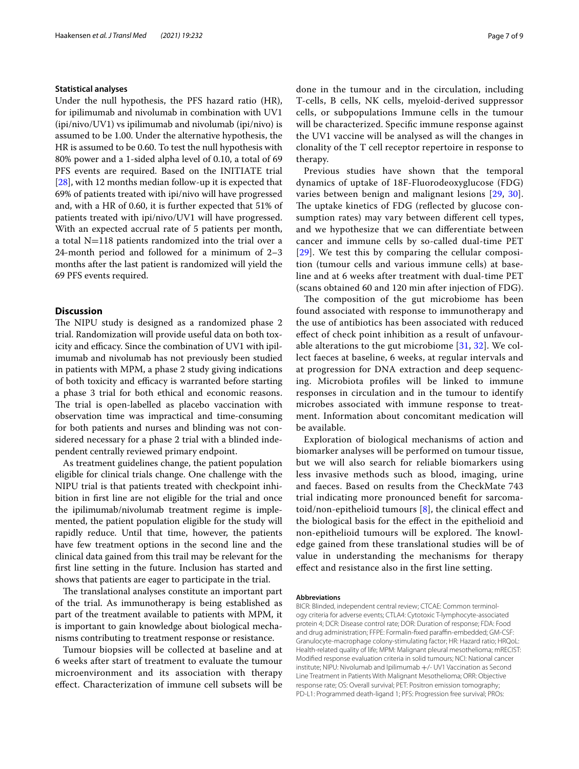### Statistical analyses

Under the null hypothesis, the PFS hazard ratio (HR), for ipilimumab and nivolumab in combination with UV1 (ipi/nivo/UV1) vs ipilimumab and nivolumab (ipi/nivo) is assumed to be 1.00. Under the alternative hypothesis, the HR is assumed to be 0.60. To test the null hypothesis with 80% power and a 1-sided alpha level of 0.10, a total of 69 PFS events are required. Based on the INITIATE trial [28], with 12 months median follow-up it is expected that 69% of patients treated with ipi/nivo will have progressed and, with a HR of 0.60, it is further expected that 51% of patients treated with ipi/nivo/UV1 will have progressed. With an expected accrual rate of 5 patients per month, a total N=118 patients randomized into the trial over a 24-month period and followed for a minimum of 2–3 months after the last patient is randomized will yield the 69 PFS events required.

## Discussion

The NIPU study is designed as a randomized phase 2 trial. Randomization will provide useful data on both toxicity and efficacy. Since the combination of UV1 with ipilimumab and nivolumab has not previously been studied in patients with MPM, a phase 2 study giving indications of both toxicity and efficacy is warranted before starting a phase 3 trial for both ethical and economic reasons. The trial is open-labelled as placebo vaccination with observation time was impractical and time-consuming for both patients and nurses and blinding was not considered necessary for a phase 2 trial with a blinded independent centrally reviewed primary endpoint.

As treatment guidelines change, the patient population eligible for clinical trials change. One challenge with the NIPU trial is that patients treated with checkpoint inhibition in first line are not eligible for the trial and once the ipilimumab/nivolumab treatment regime is implemented, the patient population eligible for the study will rapidly reduce. Until that time, however, the patients have few treatment options in the second line and the clinical data gained from this trail may be relevant for the first line setting in the future. Inclusion has started and shows that patients are eager to participate in the trial.

The translational analyses constitute an important part of the trial. As immunotherapy is being established as part of the treatment available to patients with MPM, it is important to gain knowledge about biological mechanisms contributing to treatment response or resistance.

Tumour biopsies will be collected at baseline and at 6 weeks after start of treatment to evaluate the tumour microenvironment and its association with therapy effect. Characterization of immune cell subsets will be done in the tumour and in the circulation, including T-cells, B cells, NK cells, myeloid-derived suppressor cells, or subpopulations Immune cells in the tumour will be characterized. Specific immune response against the UV1 vaccine will be analysed as will the changes in clonality of the T cell receptor repertoire in response to therapy.

Previous studies have shown that the temporal dynamics of uptake of 18F-Fluorodeoxyglucose (FDG) varies between benign and malignant lesions [29, 30]. The uptake kinetics of FDG (reflected by glucose consumption rates) may vary between different cell types, and we hypothesize that we can differentiate between cancer and immune cells by so-called dual-time PET [29]. We test this by comparing the cellular composition (tumour cells and various immune cells) at baseline and at 6 weeks after treatment with dual-time PET (scans obtained 60 and 120 min after injection of FDG).

The composition of the gut microbiome has been found associated with response to immunotherapy and the use of antibiotics has been associated with reduced effect of check point inhibition as a result of unfavourable alterations to the gut microbiome [31, 32]. We collect faeces at baseline, 6 weeks, at regular intervals and at progression for DNA extraction and deep sequencing. Microbiota profiles will be linked to immune responses in circulation and in the tumour to identify microbes associated with immune response to treatment. Information about concomitant medication will be available.

Exploration of biological mechanisms of action and biomarker analyses will be performed on tumour tissue, but we will also search for reliable biomarkers using less invasive methods such as blood, imaging, urine and faeces. Based on results from the CheckMate 743 trial indicating more pronounced benefit for sarcomatoid/non-epithelioid tumours [8], the clinical effect and the biological basis for the effect in the epithelioid and non-epithelioid tumours will be explored. The knowledge gained from these translational studies will be of value in understanding the mechanisms for therapy effect and resistance also in the first line setting.

#### Abbreviations

BICR: Blinded, independent central review; CTCAE: Common terminology criteria for adverse events; CTLA4: Cytotoxic T-lymphocyte-associated protein 4; DCR: Disease control rate; DOR: Duration of response; FDA: Food and drug administration; FFPE: Formalin-fixed paraffin-embedded; GM-CSF: Granulocyte-macrophage colony-stimulating factor; HR: Hazard ratio; HRQoL: Health-related quality of life; MPM: Malignant pleural mesothelioma; mRECIST: Modified response evaluation criteria in solid tumours; NCI: National cancer institute; NIPU: Nivolumab and Ipilimumab +/- UV1 Vaccination as Second Line Treatment in Patients With Malignant Mesothelioma; ORR: Objective response rate; OS: Overall survival; PET: Positron emission tomography; PD-L1: Programmed death-ligand 1; PFS: Progression free survival; PROs: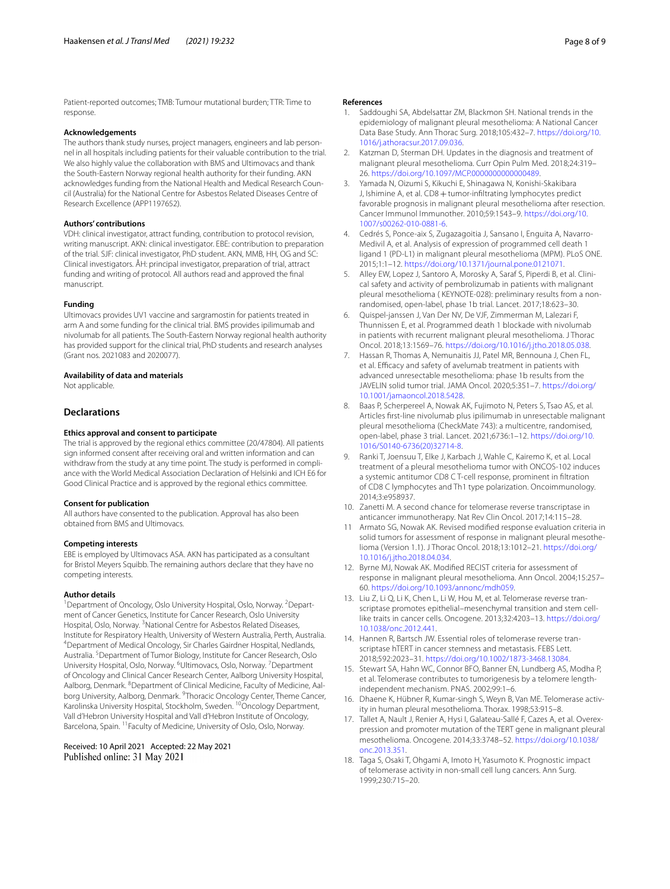Patient-reported outcomes; TMB: Tumour mutational burden; TTR: Time to response.

#### Acknowledgements

The authors thank study nurses, project managers, engineers and lab personnel in all hospitals including patients for their valuable contribution to the trial. We also highly value the collaboration with BMS and Ultimovacs and thank the South-Eastern Norway regional health authority for their funding. AKN acknowledges funding from the National Health and Medical Research Council (Australia) for the National Centre for Asbestos Related Diseases Centre of Research Excellence (APP1197652).

#### Authors' contributions

VDH: clinical investigator, attract funding, contribution to protocol revision, writing manuscript. AKN: clinical investigator. EBE: contribution to preparation of the trial. SJF: clinical investigator, PhD student. AKN, MMB, HH, OG and SC: Clinical investigators. ÅH: principal investigator, preparation of trial, attract funding and writing of protocol. All authors read and approved the final manuscript.

#### Funding

Ultimovacs provides UV1 vaccine and sargramostin for patients treated in arm A and some funding for the clinical trial. BMS provides ipilimumab and nivolumab for all patients. The South-Eastern Norway regional health authority has provided support for the clinical trial, PhD students and research analyses (Grant nos. 2021083 and 2020077).

#### Availability of data and materials

Not applicable.

## Declarations

#### Ethics approval and consent to participate

The trial is approved by the regional ethics committee (20/47804). All patients sign informed consent after receiving oral and written information and can withdraw from the study at any time point. The study is performed in compliance with the World Medical Association Declaration of Helsinki and ICH E6 for Good Clinical Practice and is approved by the regional ethics committee.

#### Consent for publication

All authors have consented to the publication. Approval has also been obtained from BMS and Ultimovacs.

#### Competing interests

EBE is employed by Ultimovacs ASA. AKN has participated as a consultant for Bristol Meyers Squibb. The remaining authors declare that they have no competing interests.

#### Author details

[1]Department of Oncology, Oslo University Hospital, Oslo, Norway. [2]Department of Cancer Genetics, Institute for Cancer Research, Oslo University Hospital, Oslo, Norway. [3]National Centre for Asbestos Related Diseases, Institute for Respiratory Health, University of Western Australia, Perth, Australia. [4]Department of Medical Oncology, Sir Charles Gairdner Hospital, Nedlands, Australia. [5]Department of Tumor Biology, Institute for Cancer Research, Oslo University Hospital, Oslo, Norway. [6]Ultimovacs, Oslo, Norway. [7]Department of Oncology and Clinical Cancer Research Center, Aalborg University Hospital, Aalborg, Denmark. [8]Department of Clinical Medicine, Faculty of Medicine, Aalborg University, Aalborg, Denmark. [9]Thoracic Oncology Center, Theme Cancer, Karolinska University Hospital, Stockholm, Sweden. [10]Oncology Department, Vall d'Hebron University Hospital and Vall d'Hebron Institute of Oncology, Barcelona, Spain. [11]Faculty of Medicine, University of Oslo, Oslo, Norway.

Received: 10 April 2021 Accepted: 22 May 2021
Published online: 31 May 2021

#### References

1. Saddoughi SA, Abdelsattar ZM, Blackmon SH. National trends in the epidemiology of malignant pleural mesothelioma: A National Cancer Data Base Study. Ann Thorac Surg. 2018;105:432–7. https://doi.org/10.1016/j.athoracsur.2017.09.036.
2. Katzman D, Sterman DH. Updates in the diagnosis and treatment of malignant pleural mesothelioma. Curr Opin Pulm Med. 2018;24:319–26. https://doi.org/10.1097/MCP.0000000000000489.
3. Yamada N, Oizumi S, Kikuchi E, Shinagawa N, Konishi-Skakibara J, Ishimine A, et al. CD8 + tumor-infiltrating lymphocytes predict favorable prognosis in malignant pleural mesothelioma after resection. Cancer Immunol Immunother. 2010;59:1543–9. https://doi.org/10.1007/s00262-010-0881-6.
4. Cedrés S, Ponce-aix S, Zugazagoitia J, Sansano I, Enguita A, Navarro-Medivil A, et al. Analysis of expression of programmed cell death 1 ligand 1 (PD-L1) in malignant pleural mesothelioma (MPM). PLoS ONE. 2015;1:1–12. https://doi.org/10.1371/journal.pone.0121071.
5. Alley EW, Lopez J, Santoro A, Morosky A, Saraf S, Piperdi B, et al. Clinical safety and activity of pembrolizumab in patients with malignant pleural mesothelioma ( KEYNOTE-028): preliminary results from a non-randomised, open-label, phase 1b trial. Lancet. 2017;18:623–30.
6. Quispel-janssen J, Van Der NV, De VJF, Zimmerman M, Lalezari F, Thunnissen E, et al. Programmed death 1 blockade with nivolumab in patients with recurrent malignant pleural mesothelioma. J Thorac Oncol. 2018;13:1569–76. https://doi.org/10.1016/j.jtho.2018.05.038.
7. Hassan R, Thomas A, Nemunaitis JJ, Patel MR, Bennouna J, Chen FL, et al. Efficacy and safety of avelumab treatment in patients with advanced unresectable mesothelioma: phase 1b results from the JAVELIN solid tumor trial. JAMA Oncol. 2020;5:351–7. https://doi.org/10.1001/jamaoncol.2018.5428.
8. Baas P, Scherpereel A, Nowak AK, Fujimoto N, Peters S, Tsao AS, et al. Articles first-line nivolumab plus ipilimumab in unresectable malignant pleural mesothelioma (CheckMate 743): a multicentre, randomised, open-label, phase 3 trial. Lancet. 2021;6736:1–12. https://doi.org/10.1016/S0140-6736(20)32714-8.
9. Ranki T, Joensuu T, Elke J, Karbach J, Wahle C, Kairemo K, et al. Local treatment of a pleural mesothelioma tumor with ONCOS-102 induces a systemic antitumor CD8 C T-cell response, prominent in filtration of CD8 C lymphocytes and Th1 type polarization. Oncoimmunology. 2014;3:e958937.
10. Zanetti M. A second chance for telomerase reverse transcriptase in anticancer immunotherapy. Nat Rev Clin Oncol. 2017;14:115–28.
11. Armato SG, Nowak AK. Revised modified response evaluation criteria in solid tumors for assessment of response in malignant pleural mesothelioma (Version 1.1). J Thorac Oncol. 2018;13:1012–21. https://doi.org/10.1016/j.jtho.2018.04.034.
12. Byrne MJ, Nowak AK. Modified RECIST criteria for assessment of response in malignant pleural mesothelioma. Ann Oncol. 2004;15:257–60. https://doi.org/10.1093/annonc/mdh059.
13. Liu Z, Li Q, Li K, Chen L, Li W, Hou M, et al. Telomerase reverse transcriptase promotes epithelial–mesenchymal transition and stem cell-like traits in cancer cells. Oncogene. 2013;32:4203–13. https://doi.org/10.1038/onc.2012.441.
14. Hannen R, Bartsch JW. Essential roles of telomerase reverse transcriptase hTERT in cancer stemness and metastasis. FEBS Lett. 2018;592:2023–31. https://doi.org/10.1002/1873-3468.13084.
15. Stewart SA, Hahn WC, Connor BFO, Banner EN, Lundberg AS, Modha P, et al. Telomerase contributes to tumorigenesis by a telomere length-independent mechanism. PNAS. 2002;99:1–6.
16. Dhaene K, Hübner R, Kumar-singh S, Weyn B, Van ME. Telomerase activity in human pleural mesothelioma. Thorax. 1998;53:915–8.
17. Tallet A, Nault J, Renier A, Hysi I, Galateau-Sallé F, Cazes A, et al. Overexpression and promoter mutation of the TERT gene in malignant pleural mesothelioma. Oncogene. 2014;33:3748–52. https://doi.org/10.1038/onc.2013.351.
18. Taga S, Osaki T, Ohgami A, Imoto H, Yasumoto K. Prognostic impact of telomerase activity in non-small cell lung cancers. Ann Surg. 1999;230:715–20.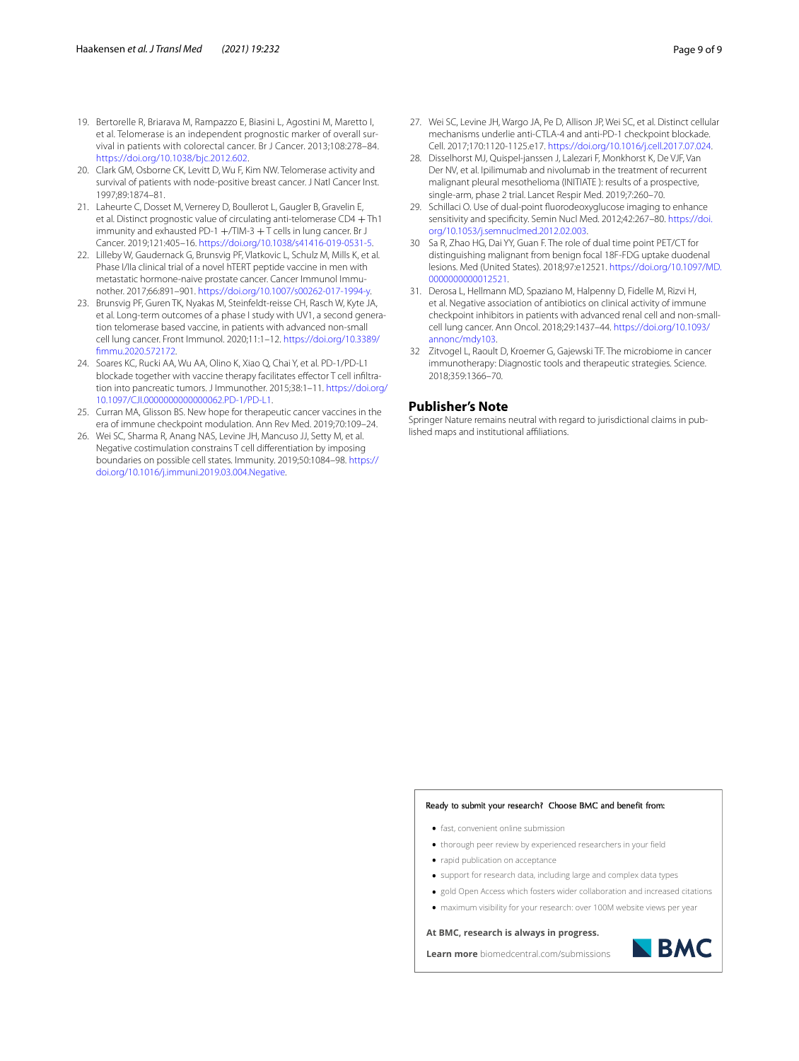19. Bertorelle R, Briarava M, Rampazzo E, Biasini L, Agostini M, Maretto I, et al. Telomerase is an independent prognostic marker of overall survival in patients with colorectal cancer. Br J Cancer. 2013;108:278–84. https://doi.org/10.1038/bjc.2012.602.
20. Clark GM, Osborne CK, Levitt D, Wu F, Kim NW. Telomerase activity and survival of patients with node-positive breast cancer. J Natl Cancer Inst. 1997;89:1874–81.
21. Laheurte C, Dosset M, Vernerey D, Boullerot L, Gaugler B, Gravelin E, et al. Distinct prognostic value of circulating anti-telomerase CD4 + Th1 immunity and exhausted PD-1 +/TIM-3 + T cells in lung cancer. Br J Cancer. 2019;121:405–16. https://doi.org/10.1038/s41416-019-0531-5.
22. Lilleby W, Gaudernack G, Brunsvig PF, Vlatkovic L, Schulz M, Mills K, et al. Phase I/IIa clinical trial of a novel hTERT peptide vaccine in men with metastatic hormone-naive prostate cancer. Cancer Immunol Immunother. 2017;66:891–901. https://doi.org/10.1007/s00262-017-1994-y.
23. Brunsvig PF, Guren TK, Nyakas M, Steinfeldt-reisse CH, Rasch W, Kyte JA, et al. Long-term outcomes of a phase I study with UV1, a second generation telomerase based vaccine, in patients with advanced non-small cell lung cancer. Front Immunol. 2020;11:1–12. https://doi.org/10.3389/fimmu.2020.572172.
24. Soares KC, Rucki AA, Wu AA, Olino K, Xiao Q, Chai Y, et al. PD-1/PD-L1 blockade together with vaccine therapy facilitates effector T cell infiltration into pancreatic tumors. J Immunother. 2015;38:1–11. https://doi.org/10.1097/CJI.0000000000000062.PD-1/PD-L1.
25. Curran MA, Glisson BS. New hope for therapeutic cancer vaccines in the era of immune checkpoint modulation. Ann Rev Med. 2019;70:109–24.
26. Wei SC, Sharma R, Anang NAS, Levine JH, Mancuso JJ, Setty M, et al. Negative costimulation constrains T cell differentiation by imposing boundaries on possible cell states. Immunity. 2019;50:1084–98. https://doi.org/10.1016/j.immuni.2019.03.004.Negative.
27. Wei SC, Levine JH, Wargo JA, Pe D, Allison JP, Wei SC, et al. Distinct cellular mechanisms underlie anti-CTLA-4 and anti-PD-1 checkpoint blockade. Cell. 2017;170:1120-1125.e17. https://doi.org/10.1016/j.cell.2017.07.024.
28. Disselhorst MJ, Quispel-janssen J, Lalezari F, Monkhorst K, De VJF, Van Der NV, et al. Ipilimumab and nivolumab in the treatment of recurrent malignant pleural mesothelioma (INITIATE ): results of a prospective, single-arm, phase 2 trial. Lancet Respir Med. 2019;7:260–70.
29. Schillaci O. Use of dual-point fluorodeoxyglucose imaging to enhance sensitivity and specificity. Semin Nucl Med. 2012;42:267–80. https://doi.org/10.1053/j.semnuclmed.2012.02.003.
30. Sa R, Zhao HG, Dai YY, Guan F. The role of dual time point PET/CT for distinguishing malignant from benign focal 18F-FDG uptake duodenal lesions. Med (United States). 2018;97:e12521. https://doi.org/10.1097/MD.0000000000012521.
31. Derosa L, Hellmann MD, Spaziano M, Halpenny D, Fidelle M, Rizvi H, et al. Negative association of antibiotics on clinical activity of immune checkpoint inhibitors in patients with advanced renal cell and non-small-cell lung cancer. Ann Oncol. 2018;29:1437–44. https://doi.org/10.1093/annonc/mdy103.
32. Zitvogel L, Raoult D, Kroemer G, Gajewski TF. The microbiome in cancer immunotherapy: Diagnostic tools and therapeutic strategies. Science. 2018;359:1366–70.

## Publisher's Note

Springer Nature remains neutral with regard to jurisdictional claims in published maps and institutional affiliations.

Ready to submit your research? Choose BMC and benefit from:

- fast, convenient online submission
- thorough peer review by experienced researchers in your field
- rapid publication on acceptance
- support for research data, including large and complex data types
- gold Open Access which fosters wider collaboration and increased citations
- maximum visibility for your research: over 100M website views per year

**At BMC, research is always in progress.**

**Learn more** biomedcentral.com/submissions

BMC